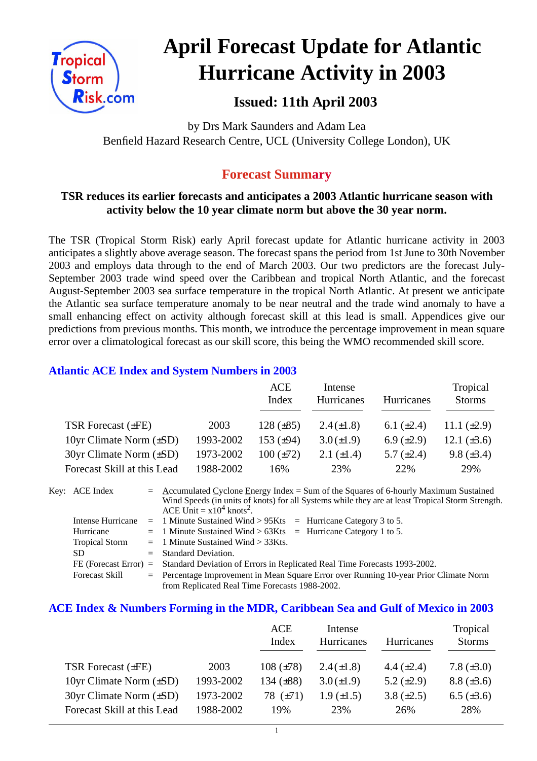# April Forecast Update for Atlantic Hurricane Activity in 2003

## Issued: 11th April 2003

by Drs Mark Saunders and Adam Lea
Benfield Hazard Research Centre, UCL (University College London), UK

## Forecast Summary

**TSR reduces its earlier forecasts and anticipates a 2003 Atlantic hurricane season with activity below the 10 year climate norm but above the 30 year norm.**

The TSR (Tropical Storm Risk) early April forecast update for Atlantic hurricane activity in 2003 anticipates a slightly above average season. The forecast spans the period from 1st June to 30th November 2003 and employs data through to the end of March 2003. Our two predictors are the forecast July-September 2003 trade wind speed over the Caribbean and tropical North Atlantic, and the forecast August-September 2003 sea surface temperature in the tropical North Atlantic. At present we anticipate the Atlantic sea surface temperature anomaly to be near neutral and the trade wind anomaly to have a small enhancing effect on activity although forecast skill at this lead is small. Appendices give our predictions from previous months. This month, we introduce the percentage improvement in mean square error over a climatological forecast as our skill score, this being the WMO recommended skill score.

### Atlantic ACE Index and System Numbers in 2003

| | | ACE Index | Intense Hurricanes | Hurricanes | Tropical Storms |
|---|---|---|---|---|---|
| TSR Forecast (±FE) | 2003 | 128 (±85) | 2.4 (±1.8) | 6.1 (±2.4) | 11.1 (±2.9) |
| 10yr Climate Norm (±SD) | 1993-2002 | 153 (±94) | 3.0 (±1.9) | 6.9 (±2.9) | 12.1 (±3.6) |
| 30yr Climate Norm (±SD) | 1973-2002 | 100 (±72) | 2.1 (±1.4) | 5.7 (±2.4) | 9.8 (±3.4) |
| Forecast Skill at this Lead | 1988-2002 | 16% | 23% | 22% | 29% |

Key:
- ACE Index = Accumulated Cyclone Energy Index = Sum of the Squares of 6-hourly Maximum Sustained Wind Speeds (in units of knots) for all Systems while they are at least Tropical Storm Strength. ACE Unit = $x10^4$ knots$^2$.
- Intense Hurricane = 1 Minute Sustained Wind > 95Kts = Hurricane Category 3 to 5.
- Hurricane = 1 Minute Sustained Wind > 63Kts = Hurricane Category 1 to 5.
- Tropical Storm = 1 Minute Sustained Wind > 33Kts.
- SD = Standard Deviation.
- FE (Forecast Error) = Standard Deviation of Errors in Replicated Real Time Forecasts 1993-2002.
- Forecast Skill = Percentage Improvement in Mean Square Error over Running 10-year Prior Climate Norm from Replicated Real Time Forecasts 1988-2002.

### ACE Index & Numbers Forming in the MDR, Caribbean Sea and Gulf of Mexico in 2003

| | | ACE Index | Intense Hurricanes | Hurricanes | Tropical Storms |
|---|---|---|---|---|---|
| TSR Forecast (±FE) | 2003 | 108 (±78) | 2.4 (±1.8) | 4.4 (±2.4) | 7.8 (±3.0) |
| 10yr Climate Norm (±SD) | 1993-2002 | 134 (±88) | 3.0 (±1.9) | 5.2 (±2.9) | 8.8 (±3.6) |
| 30yr Climate Norm (±SD) | 1973-2002 | 78 (±71) | 1.9 (±1.5) | 3.8 (±2.5) | 6.5 (±3.6) |
| Forecast Skill at this Lead | 1988-2002 | 19% | 23% | 26% | 28% |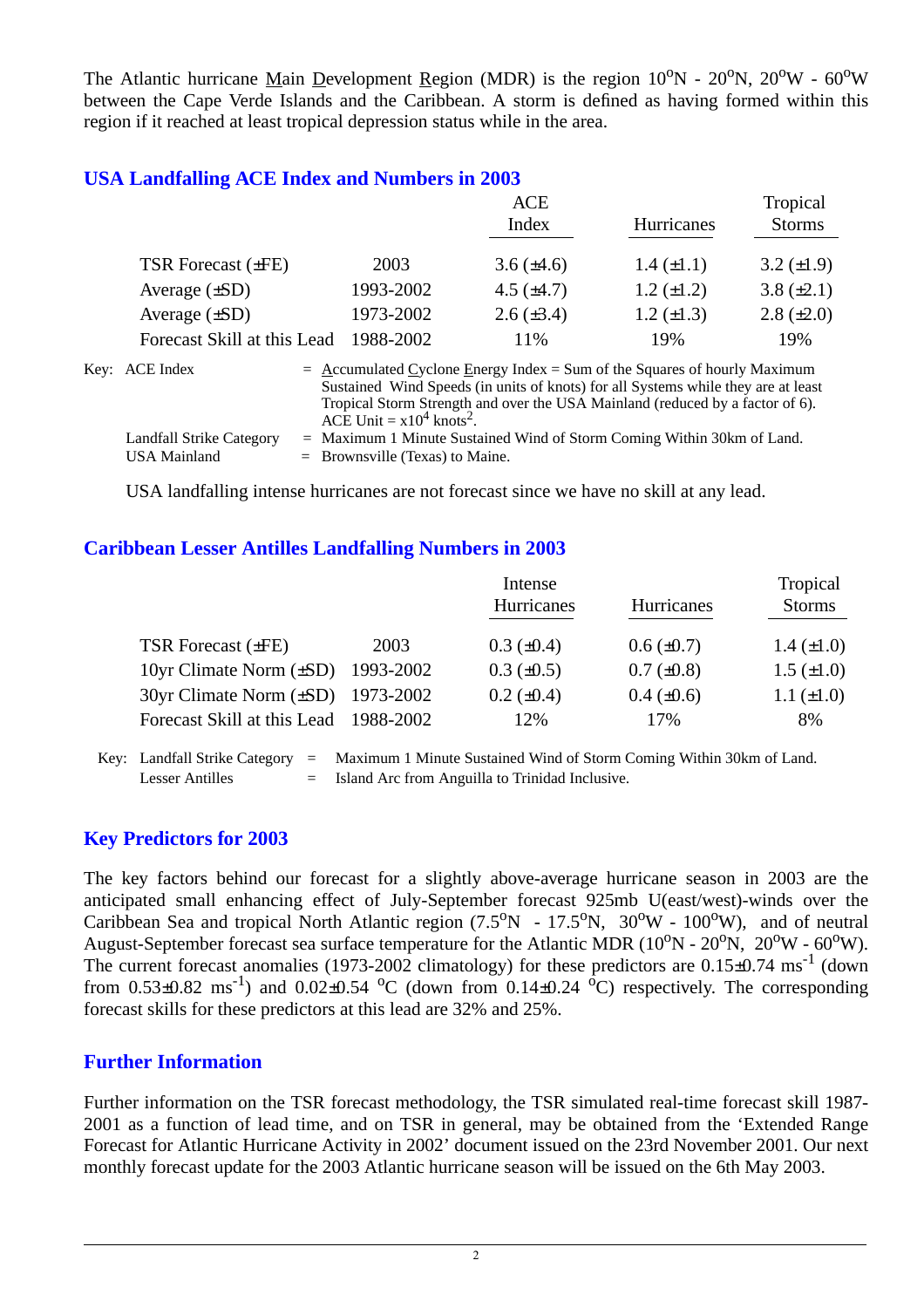The Atlantic hurricane Main Development Region (MDR) is the region $10^oN$ - $20^oN$, $20^oW$ - $60^oW$ between the Cape Verde Islands and the Caribbean. A storm is defined as having formed within this region if it reached at least tropical depression status while in the area.

## USA Landfalling ACE Index and Numbers in 2003

| | | ACE Index | Hurricanes | Tropical Storms |
|---|---|---|---|---|
| TSR Forecast (±FE) | 2003 | 3.6 (±4.6) | 1.4 (±1.1) | 3.2 (±1.9) |
| Average (±SD) | 1993-2002 | 4.5 (±4.7) | 1.2 (±1.2) | 3.8 (±2.1) |
| Average (±SD) | 1973-2002 | 2.6 (±3.4) | 1.2 (±1.3) | 2.8 (±2.0) |
| Forecast Skill at this Lead | 1988-2002 | 11% | 19% | 19% |

Key: ACE Index = Accumulated Cyclone Energy Index = Sum of the Squares of hourly Maximum Sustained Wind Speeds (in units of knots) for all Systems while they are at least Tropical Storm Strength and over the USA Mainland (reduced by a factor of 6). ACE Unit = $x10^4$ $knots^2$.

Landfall Strike Category = Maximum 1 Minute Sustained Wind of Storm Coming Within 30km of Land.

USA Mainland = Brownsville (Texas) to Maine.

USA landfalling intense hurricanes are not forecast since we have no skill at any lead.

## Caribbean Lesser Antilles Landfalling Numbers in 2003

| | | Intense Hurricanes | Hurricanes | Tropical Storms |
|---|---|---|---|---|
| TSR Forecast (±FE) | 2003 | 0.3 (±0.4) | 0.6 (±0.7) | 1.4 (±1.0) |
| 10yr Climate Norm (±SD) | 1993-2002 | 0.3 (±0.5) | 0.7 (±0.8) | 1.5 (±1.0) |
| 30yr Climate Norm (±SD) | 1973-2002 | 0.2 (±0.4) | 0.4 (±0.6) | 1.1 (±1.0) |
| Forecast Skill at this Lead | 1988-2002 | 12% | 17% | 8% |

Key: Landfall Strike Category = Maximum 1 Minute Sustained Wind of Storm Coming Within 30km of Land.

Lesser Antilles = Island Arc from Anguilla to Trinidad Inclusive.

## Key Predictors for 2003

The key factors behind our forecast for a slightly above-average hurricane season in 2003 are the anticipated small enhancing effect of July-September forecast 925mb U(east/west)-winds over the Caribbean Sea and tropical North Atlantic region ($7.5^oN$ - $17.5^oN$, $30^oW$ - $100^oW$), and of neutral August-September forecast sea surface temperature for the Atlantic MDR ($10^oN$ - $20^oN$, $20^oW$ - $60^oW$). The current forecast anomalies (1973-2002 climatology) for these predictors are 0.15±0.74 $ms^{-1}$ (down from 0.53±0.82 $ms^{-1}$) and 0.02±0.54 $^oC$ (down from 0.14±0.24 $^oC$) respectively. The corresponding forecast skills for these predictors at this lead are 32% and 25%.

## Further Information

Further information on the TSR forecast methodology, the TSR simulated real-time forecast skill 1987-2001 as a function of lead time, and on TSR in general, may be obtained from the 'Extended Range Forecast for Atlantic Hurricane Activity in 2002' document issued on the 23rd November 2001. Our next monthly forecast update for the 2003 Atlantic hurricane season will be issued on the 6th May 2003.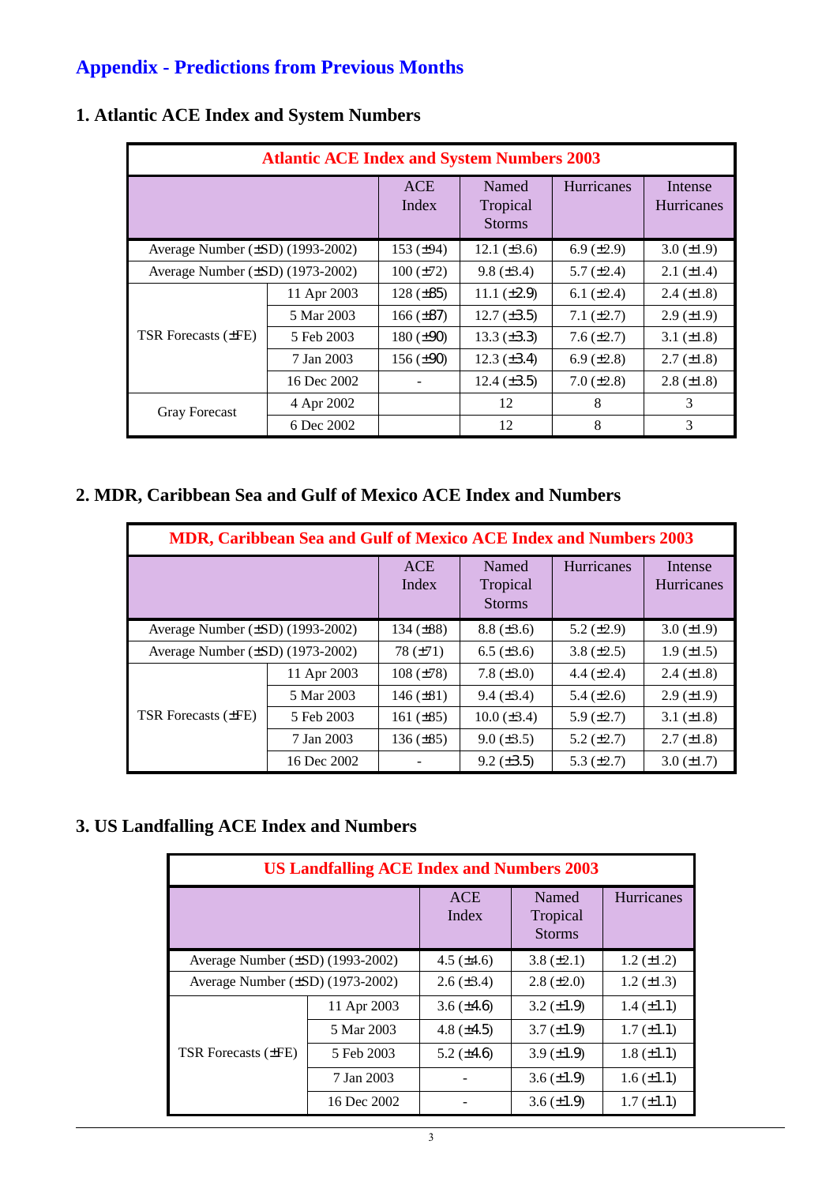## Appendix - Predictions from Previous Months

### 1. Atlantic ACE Index and System Numbers

| Atlantic ACE Index and System Numbers 2003 | | | | | |
|---|---|---|---|---|---|
| | | ACE Index | Named Tropical Storms | Hurricanes | Intense Hurricanes |
| Average Number (±SD) (1993-2002) | | 153 (±94) | 12.1 (±3.6) | 6.9 (±2.9) | 3.0 (±1.9) |
| Average Number (±SD) (1973-2002) | | 100 (±72) | 9.8 (±3.4) | 5.7 (±2.4) | 2.1 (±1.4) |
| TSR Forecasts (±FE) | 11 Apr 2003 | 128 (±85) | 11.1 (±2.9) | 6.1 (±2.4) | 2.4 (±1.8) |
| | 5 Mar 2003 | 166 (±87) | 12.7 (±3.5) | 7.1 (±2.7) | 2.9 (±1.9) |
| | 5 Feb 2003 | 180 (±90) | 13.3 (±3.3) | 7.6 (±2.7) | 3.1 (±1.8) |
| | 7 Jan 2003 | 156 (±90) | 12.3 (±3.4) | 6.9 (±2.8) | 2.7 (±1.8) |
| | 16 Dec 2002 | - | 12.4 (±3.5) | 7.0 (±2.8) | 2.8 (±1.8) |
| Gray Forecast | 4 Apr 2002 | | 12 | 8 | 3 |
| | 6 Dec 2002 | | 12 | 8 | 3 |

### 2. MDR, Caribbean Sea and Gulf of Mexico ACE Index and Numbers

| MDR, Caribbean Sea and Gulf of Mexico ACE Index and Numbers 2003 | | | | | |
|---|---|---|---|---|---|
| | | ACE Index | Named Tropical Storms | Hurricanes | Intense Hurricanes |
| Average Number (±SD) (1993-2002) | | 134 (±88) | 8.8 (±3.6) | 5.2 (±2.9) | 3.0 (±1.9) |
| Average Number (±SD) (1973-2002) | | 78 (±71) | 6.5 (±3.6) | 3.8 (±2.5) | 1.9 (±1.5) |
| TSR Forecasts (±FE) | 11 Apr 2003 | 108 (±78) | 7.8 (±3.0) | 4.4 (±2.4) | 2.4 (±1.8) |
| | 5 Mar 2003 | 146 (±81) | 9.4 (±3.4) | 5.4 (±2.6) | 2.9 (±1.9) |
| | 5 Feb 2003 | 161 (±85) | 10.0 (±3.4) | 5.9 (±2.7) | 3.1 (±1.8) |
| | 7 Jan 2003 | 136 (±85) | 9.0 (±3.5) | 5.2 (±2.7) | 2.7 (±1.8) |
| | 16 Dec 2002 | - | 9.2 (±3.5) | 5.3 (±2.7) | 3.0 (±1.7) |

### 3. US Landfalling ACE Index and Numbers

| US Landfalling ACE Index and Numbers 2003 | | | | |
|---|---|---|---|---|
| | | ACE Index | Named Tropical Storms | Hurricanes |
| Average Number (±SD) (1993-2002) | | 4.5 (±4.6) | 3.8 (±2.1) | 1.2 (±1.2) |
| Average Number (±SD) (1973-2002) | | 2.6 (±3.4) | 2.8 (±2.0) | 1.2 (±1.3) |
| TSR Forecasts (±FE) | 11 Apr 2003 | 3.6 (±4.6) | 3.2 (±1.9) | 1.4 (±1.1) |
| | 5 Mar 2003 | 4.8 (±4.5) | 3.7 (±1.9) | 1.7 (±1.1) |
| | 5 Feb 2003 | 5.2 (±4.6) | 3.9 (±1.9) | 1.8 (±1.1) |
| | 7 Jan 2003 | - | 3.6 (±1.9) | 1.6 (±1.1) |
| | 16 Dec 2002 | - | 3.6 (±1.9) | 1.7 (±1.1) |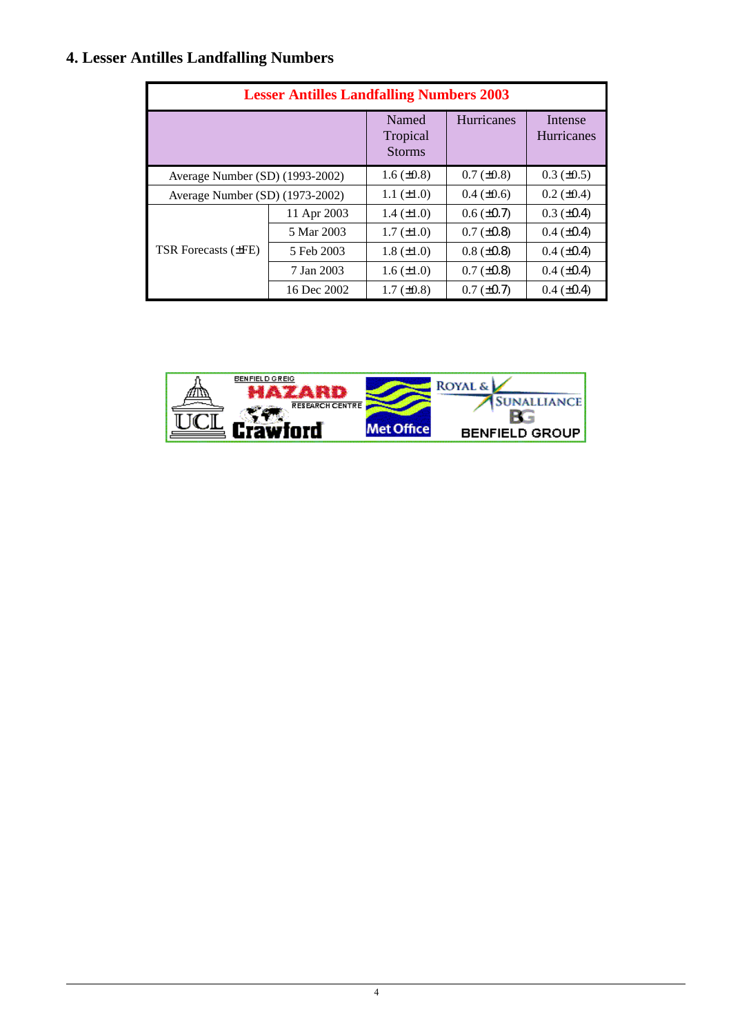## 4. Lesser Antilles Landfalling Numbers

| Lesser Antilles Landfalling Numbers 2003 | | | | |
|---|---|---|---|---|
| | | Named Tropical Storms | Hurricanes | Intense Hurricanes |
| Average Number (SD) (1993-2002) | | 1.6 (±0.8) | 0.7 (±0.8) | 0.3 (±0.5) |
| Average Number (SD) (1973-2002) | | 1.1 (±1.0) | 0.4 (±0.6) | 0.2 (±0.4) |
| TSR Forecasts (±FE) | 11 Apr 2003 | 1.4 (±1.0) | 0.6 (±0.7) | 0.3 (±0.4) |
| | 5 Mar 2003 | 1.7 (±1.0) | 0.7 (±0.8) | 0.4 (±0.4) |
| | 5 Feb 2003 | 1.8 (±1.0) | 0.8 (±0.8) | 0.4 (±0.4) |
| | 7 Jan 2003 | 1.6 (±1.0) | 0.7 (±0.8) | 0.4 (±0.4) |
| | 16 Dec 2002 | 1.7 (±0.8) | 0.7 (±0.7) | 0.4 (±0.4) |

UCL · BENFIELD GREIG HAZARD RESEARCH CENTRE · Crawford · Met Office · ROYAL & SUNALLIANCE · BENFIELD GROUP